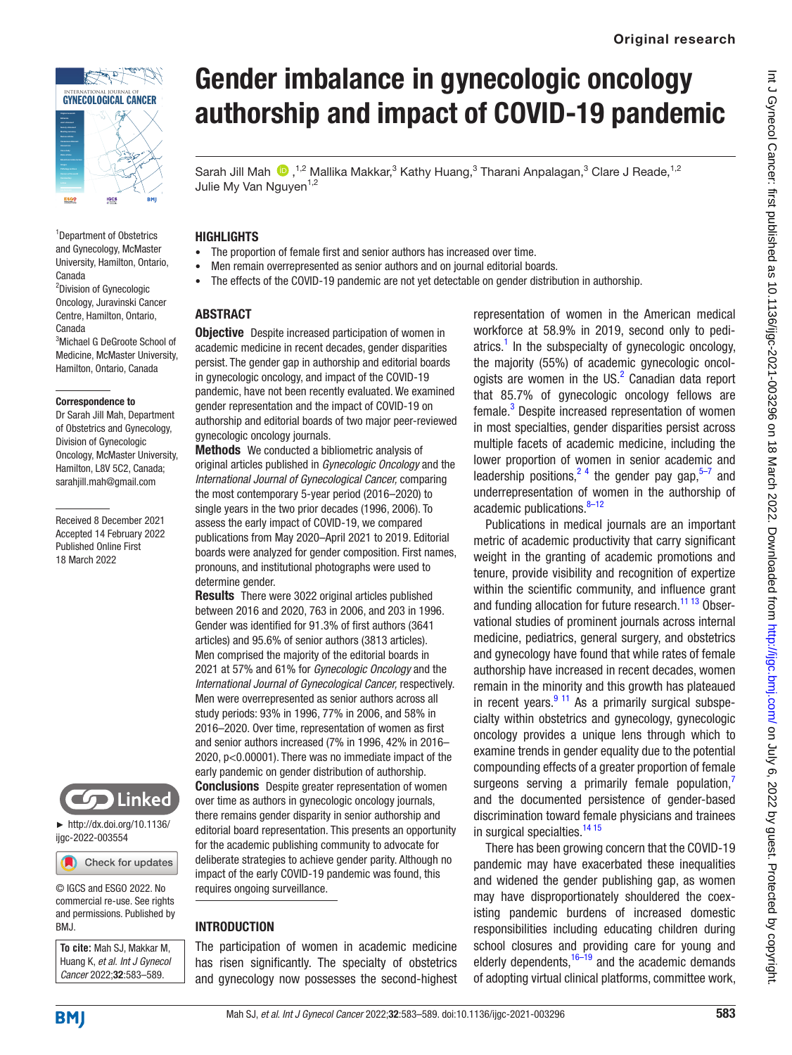# Gender imbalance in gynecologic oncology authorship and impact of COVID-19 pandemic

Sarah Jill Mah [1,2], Mallika Makkar,[3] Kathy Huang,[3] Tharani Anpalagan,[3] Clare J Reade,[1,2] Julie My Van Nguyen[1,2]

[1]Department of Obstetrics and Gynecology, McMaster University, Hamilton, Ontario, Canada
[2]Division of Gynecologic Oncology, Juravinski Cancer Centre, Hamilton, Ontario, Canada
[3]Michael G DeGroote School of Medicine, McMaster University, Hamilton, Ontario, Canada

**Correspondence to**
Dr Sarah Jill Mah, Department of Obstetrics and Gynecology, Division of Gynecologic Oncology, McMaster University, Hamilton, L8V 5C2, Canada; sarahjill.mah@gmail.com

Received 8 December 2021
Accepted 14 February 2022
Published Online First 18 March 2022

► http://dx.doi.org/10.1136/ijgc-2022-003554

© IGCS and ESGO 2022. No commercial re-use. See rights and permissions. Published by BMJ.

**To cite:** Mah SJ, Makkar M, Huang K, *et al*. *Int J Gynecol Cancer* 2022;**32**:583–589.

## HIGHLIGHTS

- The proportion of female first and senior authors has increased over time.
- Men remain overrepresented as senior authors and on journal editorial boards.
- The effects of the COVID-19 pandemic are not yet detectable on gender distribution in authorship.

## ABSTRACT

**Objective** Despite increased participation of women in academic medicine in recent decades, gender disparities persist. The gender gap in authorship and editorial boards in gynecologic oncology, and impact of the COVID-19 pandemic, have not been recently evaluated. We examined gender representation and the impact of COVID-19 on authorship and editorial boards of two major peer-reviewed gynecologic oncology journals.

**Methods** We conducted a bibliometric analysis of original articles published in *Gynecologic Oncology* and the *International Journal of Gynecological Cancer,* comparing the most contemporary 5-year period (2016–2020) to single years in the two prior decades (1996, 2006). To assess the early impact of COVID-19, we compared publications from May 2020–April 2021 to 2019. Editorial boards were analyzed for gender composition. First names, pronouns, and institutional photographs were used to determine gender.

**Results** There were 3022 original articles published between 2016 and 2020, 763 in 2006, and 203 in 1996. Gender was identified for 91.3% of first authors (3641 articles) and 95.6% of senior authors (3813 articles). Men comprised the majority of the editorial boards in 2021 at 57% and 61% for *Gynecologic Oncology* and the *International Journal of Gynecological Cancer,* respectively. Men were overrepresented as senior authors across all study periods: 93% in 1996, 77% in 2006, and 58% in 2016–2020. Over time, representation of women as first and senior authors increased (7% in 1996, 42% in 2016–2020, p<0.00001). There was no immediate impact of the early pandemic on gender distribution of authorship.

**Conclusions** Despite greater representation of women over time as authors in gynecologic oncology journals, there remains gender disparity in senior authorship and editorial board representation. This presents an opportunity for the academic publishing community to advocate for deliberate strategies to achieve gender parity. Although no impact of the early COVID-19 pandemic was found, this requires ongoing surveillance.

## INTRODUCTION

The participation of women in academic medicine has risen significantly. The specialty of obstetrics and gynecology now possesses the second-highest representation of women in the American medical workforce at 58.9% in 2019, second only to pediatrics.[1] In the subspecialty of gynecologic oncology, the majority (55%) of academic gynecologic oncologists are women in the US.[2] Canadian data report that 85.7% of gynecologic oncology fellows are female.[3] Despite increased representation of women in most specialties, gender disparities persist across multiple facets of academic medicine, including the lower proportion of women in senior academic and leadership positions,[2 4] the gender pay gap,[5–7] and underrepresentation of women in the authorship of academic publications.[8–12]

Publications in medical journals are an important metric of academic productivity that carry significant weight in the granting of academic promotions and tenure, provide visibility and recognition of expertize within the scientific community, and influence grant and funding allocation for future research.[11 13] Observational studies of prominent journals across internal medicine, pediatrics, general surgery, and obstetrics and gynecology have found that while rates of female authorship have increased in recent decades, women remain in the minority and this growth has plateaued in recent years.[9 11] As a primarily surgical subspecialty within obstetrics and gynecology, gynecologic oncology provides a unique lens through which to examine trends in gender equality due to the potential compounding effects of a greater proportion of female surgeons serving a primarily female population,[7] and the documented persistence of gender-based discrimination toward female physicians and trainees in surgical specialties.[14 15]

There has been growing concern that the COVID-19 pandemic may have exacerbated these inequalities and widened the gender publishing gap, as women may have disproportionately shouldered the coexisting pandemic burdens of increased domestic responsibilities including educating children during school closures and providing care for young and elderly dependents,[16–19] and the academic demands of adopting virtual clinical platforms, committee work,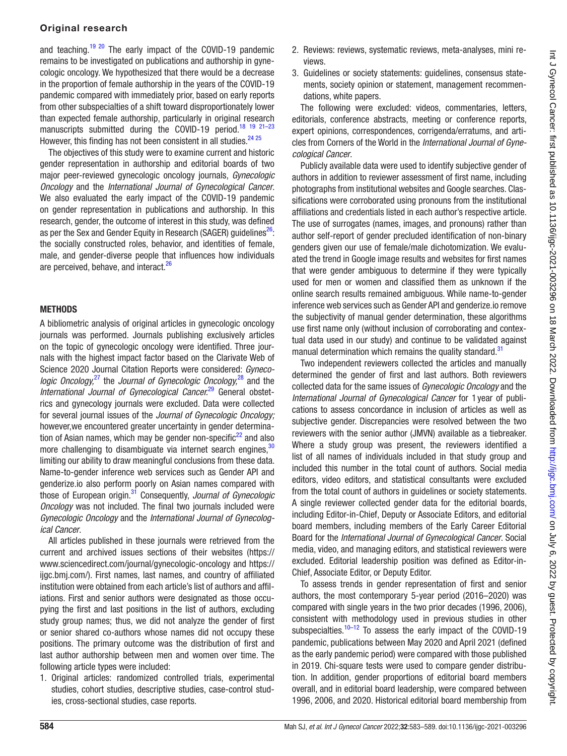and teaching.[19 20] The early impact of the COVID-19 pandemic remains to be investigated on publications and authorship in gynecologic oncology. We hypothesized that there would be a decrease in the proportion of female authorship in the years of the COVID-19 pandemic compared with immediately prior, based on early reports from other subspecialties of a shift toward disproportionately lower than expected female authorship, particularly in original research manuscripts submitted during the COVID-19 period.[18 19 21–23] However, this finding has not been consistent in all studies.[24 25]

The objectives of this study were to examine current and historic gender representation in authorship and editorial boards of two major peer-reviewed gynecologic oncology journals, *Gynecologic Oncology* and the *International Journal of Gynecological Cancer*. We also evaluated the early impact of the COVID-19 pandemic on gender representation in publications and authorship. In this research, gender, the outcome of interest in this study, was defined as per the Sex and Gender Equity in Research (SAGER) guidelines[26]: the socially constructed roles, behavior, and identities of female, male, and gender-diverse people that influences how individuals are perceived, behave, and interact.[26]

## METHODS

A bibliometric analysis of original articles in gynecologic oncology journals was performed. Journals publishing exclusively articles on the topic of gynecologic oncology were identified. Three journals with the highest impact factor based on the Clarivate Web of Science 2020 Journal Citation Reports were considered: *Gynecologic Oncology,*[27] the *Journal of Gynecologic Oncology,*[28] and the *International Journal of Gynecological Cancer.*[29] General obstetrics and gynecology journals were excluded. Data were collected for several journal issues of the *Journal of Gynecologic Oncology;* however,we encountered greater uncertainty in gender determination of Asian names, which may be gender non-specific[22] and also more challenging to disambiguate via internet search engines,[30] limiting our ability to draw meaningful conclusions from these data. Name-to-gender inference web services such as Gender API and genderize.io also perform poorly on Asian names compared with those of European origin.[31] Consequently, *Journal of Gynecologic Oncology* was not included. The final two journals included were *Gynecologic Oncology* and the *International Journal of Gynecological Cancer*.

All articles published in these journals were retrieved from the current and archived issues sections of their websites (https://www.sciencedirect.com/journal/gynecologic-oncology and https://ijgc.bmj.com/). First names, last names, and country of affiliated institution were obtained from each article's list of authors and affiliations. First and senior authors were designated as those occupying the first and last positions in the list of authors, excluding study group names; thus, we did not analyze the gender of first or senior shared co-authors whose names did not occupy these positions. The primary outcome was the distribution of first and last author authorship between men and women over time. The following article types were included:

1. Original articles: randomized controlled trials, experimental studies, cohort studies, descriptive studies, case-control studies, cross-sectional studies, case reports.
2. Reviews: reviews, systematic reviews, meta-analyses, mini reviews.
3. Guidelines or society statements: guidelines, consensus statements, society opinion or statement, management recommendations, white papers.

The following were excluded: videos, commentaries, letters, editorials, conference abstracts, meeting or conference reports, expert opinions, correspondences, corrigenda/erratums, and articles from Corners of the World in the *International Journal of Gynecological Cancer*.

Publicly available data were used to identify subjective gender of authors in addition to reviewer assessment of first name, including photographs from institutional websites and Google searches. Classifications were corroborated using pronouns from the institutional affiliations and credentials listed in each author's respective article. The use of surrogates (names, images, and pronouns) rather than author self-report of gender precluded identification of non-binary genders given our use of female/male dichotomization. We evaluated the trend in Google image results and websites for first names that were gender ambiguous to determine if they were typically used for men or women and classified them as unknown if the online search results remained ambiguous. While name-to-gender inference web services such as Gender API and genderize.io remove the subjectivity of manual gender determination, these algorithms use first name only (without inclusion of corroborating and contextual data used in our study) and continue to be validated against manual determination which remains the quality standard.[31]

Two independent reviewers collected the articles and manually determined the gender of first and last authors. Both reviewers collected data for the same issues of *Gynecologic Oncology* and the *International Journal of Gynecological Cancer* for 1 year of publications to assess concordance in inclusion of articles as well as subjective gender. Discrepancies were resolved between the two reviewers with the senior author (JMVN) available as a tiebreaker. Where a study group was present, the reviewers identified a list of all names of individuals included in that study group and included this number in the total count of authors. Social media editors, video editors, and statistical consultants were excluded from the total count of authors in guidelines or society statements. A single reviewer collected gender data for the editorial boards, including Editor-in-Chief, Deputy or Associate Editors, and editorial board members, including members of the Early Career Editorial Board for the *International Journal of Gynecological Cancer*. Social media, video, and managing editors, and statistical reviewers were excluded. Editorial leadership position was defined as Editor-in-Chief, Associate Editor, or Deputy Editor.

To assess trends in gender representation of first and senior authors, the most contemporary 5-year period (2016–2020) was compared with single years in the two prior decades (1996, 2006), consistent with methodology used in previous studies in other subspecialties.[10–12] To assess the early impact of the COVID-19 pandemic, publications between May 2020 and April 2021 (defined as the early pandemic period) were compared with those published in 2019. Chi-square tests were used to compare gender distribution. In addition, gender proportions of editorial board members overall, and in editorial board leadership, were compared between 1996, 2006, and 2020. Historical editorial board membership from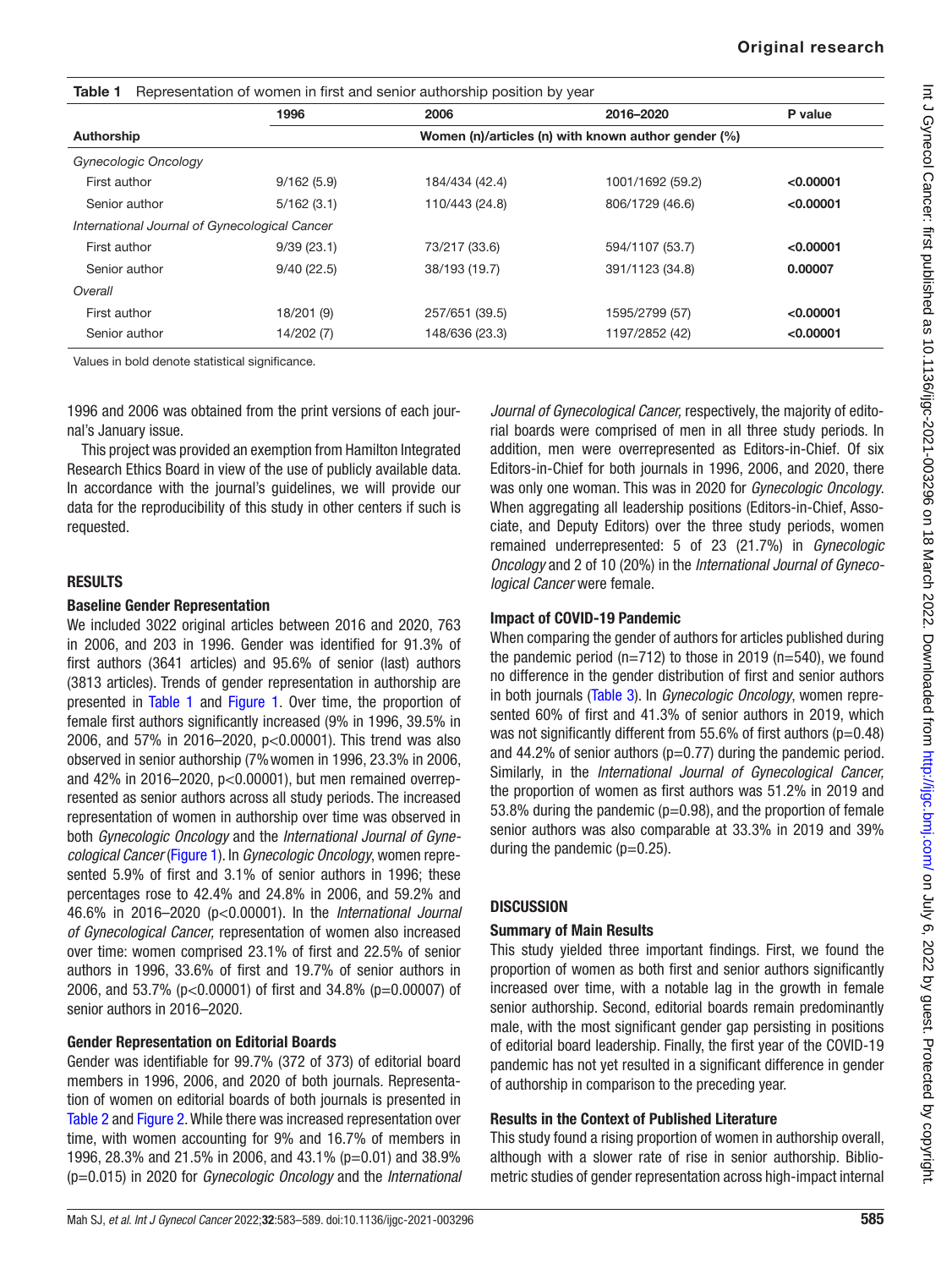**Table 1** Representation of women in first and senior authorship position by year

| Authorship | 1996 | 2006 | 2016–2020 | P value |
|---|---|---|---|---|
| | Women (n)/articles (n) with known author gender (%) | | | |
| *Gynecologic Oncology* | | | | |
| First author | 9/162 (5.9) | 184/434 (42.4) | 1001/1692 (59.2) | **<0.00001** |
| Senior author | 5/162 (3.1) | 110/443 (24.8) | 806/1729 (46.6) | **<0.00001** |
| *International Journal of Gynecological Cancer* | | | | |
| First author | 9/39 (23.1) | 73/217 (33.6) | 594/1107 (53.7) | **<0.00001** |
| Senior author | 9/40 (22.5) | 38/193 (19.7) | 391/1123 (34.8) | **0.00007** |
| *Overall* | | | | |
| First author | 18/201 (9) | 257/651 (39.5) | 1595/2799 (57) | **<0.00001** |
| Senior author | 14/202 (7) | 148/636 (23.3) | 1197/2852 (42) | **<0.00001** |

Values in bold denote statistical significance.

1996 and 2006 was obtained from the print versions of each journal's January issue.

This project was provided an exemption from Hamilton Integrated Research Ethics Board in view of the use of publicly available data. In accordance with the journal's guidelines, we will provide our data for the reproducibility of this study in other centers if such is requested.

## RESULTS

### Baseline Gender Representation

We included 3022 original articles between 2016 and 2020, 763 in 2006, and 203 in 1996. Gender was identified for 91.3% of first authors (3641 articles) and 95.6% of senior (last) authors (3813 articles). Trends of gender representation in authorship are presented in Table 1 and Figure 1. Over time, the proportion of female first authors significantly increased (9% in 1996, 39.5% in 2006, and 57% in 2016–2020, p<0.00001). This trend was also observed in senior authorship (7% women in 1996, 23.3% in 2006, and 42% in 2016–2020, p<0.00001), but men remained overrepresented as senior authors across all study periods. The increased representation of women in authorship over time was observed in both *Gynecologic Oncology* and the *International Journal of Gynecological Cancer* (Figure 1). In *Gynecologic Oncology*, women represented 5.9% of first and 3.1% of senior authors in 1996; these percentages rose to 42.4% and 24.8% in 2006, and 59.2% and 46.6% in 2016–2020 (p<0.00001). In the *International Journal of Gynecological Cancer,* representation of women also increased over time: women comprised 23.1% of first and 22.5% of senior authors in 1996, 33.6% of first and 19.7% of senior authors in 2006, and 53.7% (p<0.00001) of first and 34.8% (p=0.00007) of senior authors in 2016–2020.

### Gender Representation on Editorial Boards

Gender was identifiable for 99.7% (372 of 373) of editorial board members in 1996, 2006, and 2020 of both journals. Representation of women on editorial boards of both journals is presented in Table 2 and Figure 2. While there was increased representation over time, with women accounting for 9% and 16.7% of members in 1996, 28.3% and 21.5% in 2006, and 43.1% (p=0.01) and 38.9% (p=0.015) in 2020 for *Gynecologic Oncology* and the *International Journal of Gynecological Cancer,* respectively, the majority of editorial boards were comprised of men in all three study periods. In addition, men were overrepresented as Editors-in-Chief. Of six Editors-in-Chief for both journals in 1996, 2006, and 2020, there was only one woman. This was in 2020 for *Gynecologic Oncology*. When aggregating all leadership positions (Editors-in-Chief, Associate, and Deputy Editors) over the three study periods, women remained underrepresented: 5 of 23 (21.7%) in *Gynecologic Oncology* and 2 of 10 (20%) in the *International Journal of Gynecological Cancer* were female.

### Impact of COVID-19 Pandemic

When comparing the gender of authors for articles published during the pandemic period (n=712) to those in 2019 (n=540), we found no difference in the gender distribution of first and senior authors in both journals (Table 3). In *Gynecologic Oncology*, women represented 60% of first and 41.3% of senior authors in 2019, which was not significantly different from 55.6% of first authors (p=0.48) and 44.2% of senior authors (p=0.77) during the pandemic period. Similarly, in the *International Journal of Gynecological Cancer,* the proportion of women as first authors was 51.2% in 2019 and 53.8% during the pandemic (p=0.98), and the proportion of female senior authors was also comparable at 33.3% in 2019 and 39% during the pandemic (p=0.25).

## DISCUSSION

### Summary of Main Results

This study yielded three important findings. First, we found the proportion of women as both first and senior authors significantly increased over time, with a notable lag in the growth in female senior authorship. Second, editorial boards remain predominantly male, with the most significant gender gap persisting in positions of editorial board leadership. Finally, the first year of the COVID-19 pandemic has not yet resulted in a significant difference in gender of authorship in comparison to the preceding year.

### Results in the Context of Published Literature

This study found a rising proportion of women in authorship overall, although with a slower rate of rise in senior authorship. Bibliometric studies of gender representation across high-impact internal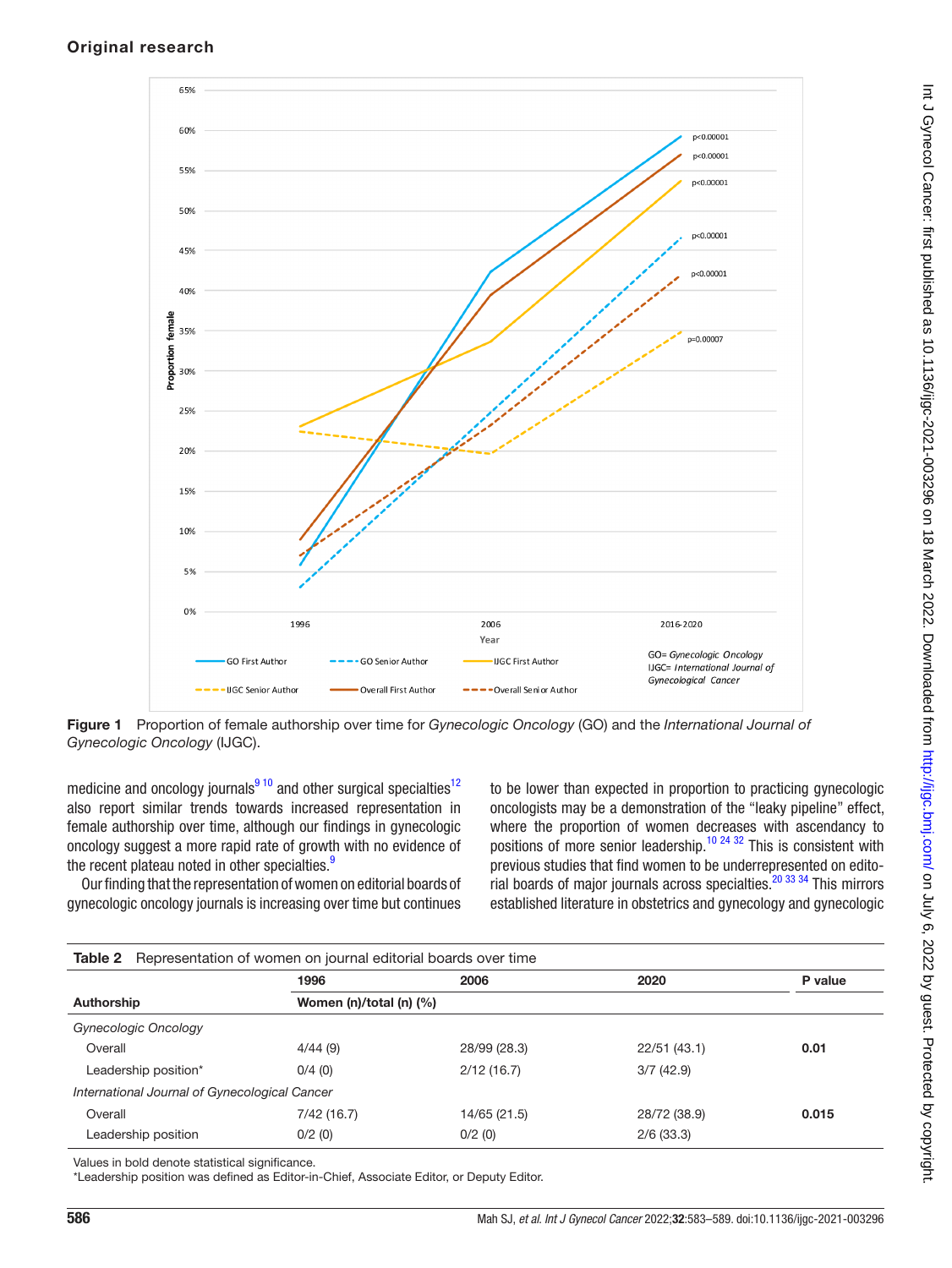Figure 1 Proportion of female authorship over time for *Gynecologic Oncology* (GO) and the *International Journal of Gynecologic Oncology* (IJGC).

medicine and oncology journals[9,10] and other surgical specialties[12] also report similar trends towards increased representation in female authorship over time, although our findings in gynecologic oncology suggest a more rapid rate of growth with no evidence of the recent plateau noted in other specialties.[9]

Our finding that the representation of women on editorial boards of gynecologic oncology journals is increasing over time but continues to be lower than expected in proportion to practicing gynecologic oncologists may be a demonstration of the "leaky pipeline" effect, where the proportion of women decreases with ascendancy to positions of more senior leadership.[10,24,32] This is consistent with previous studies that find women to be underrepresented on editorial boards of major journals across specialties.[20,33,34] This mirrors established literature in obstetrics and gynecology and gynecologic

**Table 2** Representation of women on journal editorial boards over time

| | 1996 | 2006 | 2020 | P value |
|---|---|---|---|---|
| **Authorship** | **Women (n)/total (n) (%)** | | | |
| *Gynecologic Oncology* | | | | |
| Overall | 4/44 (9) | 28/99 (28.3) | 22/51 (43.1) | **0.01** |
| Leadership position* | 0/4 (0) | 2/12 (16.7) | 3/7 (42.9) | |
| *International Journal of Gynecological Cancer* | | | | |
| Overall | 7/42 (16.7) | 14/65 (21.5) | 28/72 (38.9) | **0.015** |
| Leadership position | 0/2 (0) | 0/2 (0) | 2/6 (33.3) | |

Values in bold denote statistical significance.
*Leadership position was defined as Editor-in-Chief, Associate Editor, or Deputy Editor.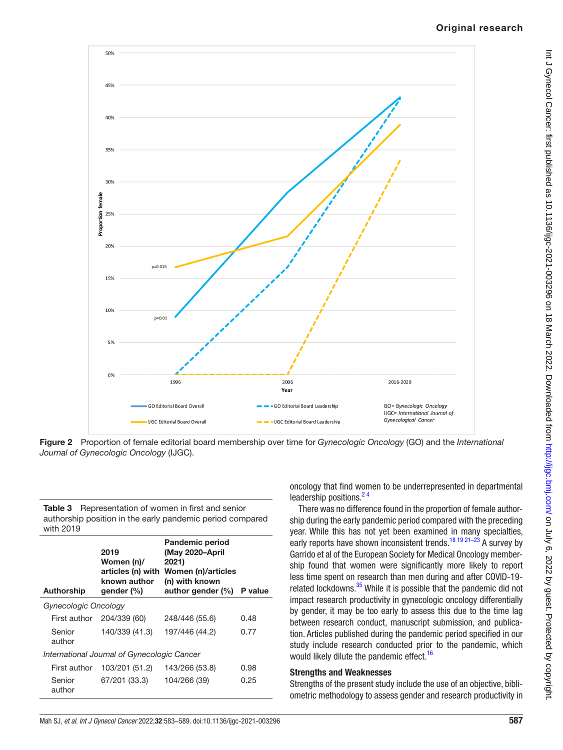Figure 2 Proportion of female editorial board membership over time for *Gynecologic Oncology* (GO) and the *International Journal of Gynecologic Oncology* (IJGC).

**Table 3** Representation of women in first and senior authorship position in the early pandemic period compared with 2019

| Authorship | 2019 Women (n)/ articles (n) with known author gender (%) | Pandemic period (May 2020–April 2021) Women (n)/articles (n) with known author gender (%) | P value |
|---|---|---|---|
| *Gynecologic Oncology* | | | |
| First author | 204/339 (60) | 248/446 (55.6) | 0.48 |
| Senior author | 140/339 (41.3) | 197/446 (44.2) | 0.77 |
| *International Journal of Gynecologic Cancer* | | | |
| First author | 103/201 (51.2) | 143/266 (53.8) | 0.98 |
| Senior author | 67/201 (33.3) | 104/266 (39) | 0.25 |

oncology that find women to be underrepresented in departmental leadership positions.[2 4]

There was no difference found in the proportion of female authorship during the early pandemic period compared with the preceding year. While this has not yet been examined in many specialties, early reports have shown inconsistent trends.[18 19 21–23] A survey by Garrido et al of the European Society for Medical Oncology membership found that women were significantly more likely to report less time spent on research than men during and after COVID-19-related lockdowns.[35] While it is possible that the pandemic did not impact research productivity in gynecologic oncology differentially by gender, it may be too early to assess this due to the time lag between research conduct, manuscript submission, and publication. Articles published during the pandemic period specified in our study include research conducted prior to the pandemic, which would likely dilute the pandemic effect.[16]

### Strengths and Weaknesses

Strengths of the present study include the use of an objective, bibliometric methodology to assess gender and research productivity in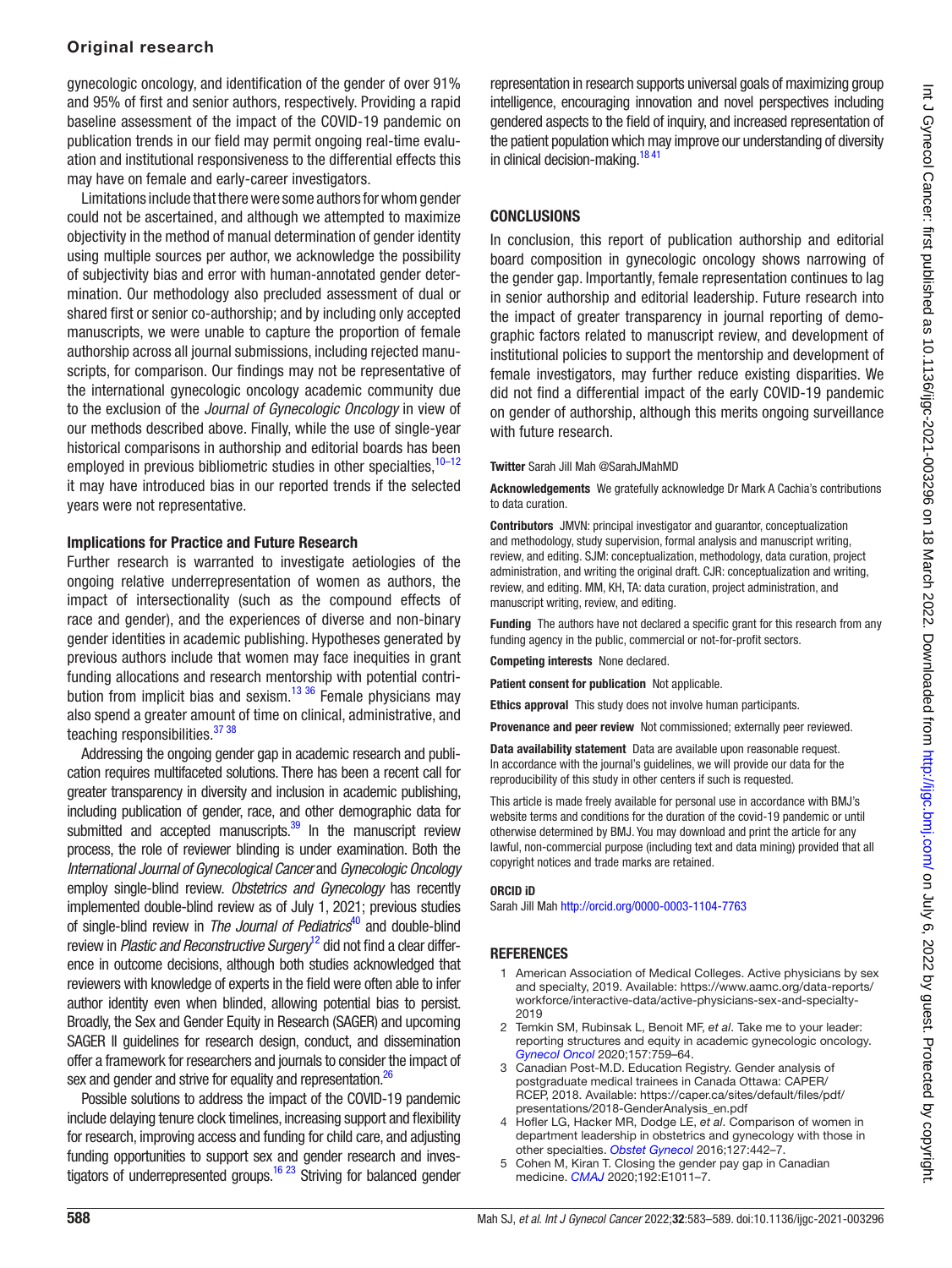gynecologic oncology, and identification of the gender of over 91% and 95% of first and senior authors, respectively. Providing a rapid baseline assessment of the impact of the COVID-19 pandemic on publication trends in our field may permit ongoing real-time evaluation and institutional responsiveness to the differential effects this may have on female and early-career investigators.

Limitations include that there were some authors for whom gender could not be ascertained, and although we attempted to maximize objectivity in the method of manual determination of gender identity using multiple sources per author, we acknowledge the possibility of subjectivity bias and error with human-annotated gender determination. Our methodology also precluded assessment of dual or shared first or senior co-authorship; and by including only accepted manuscripts, we were unable to capture the proportion of female authorship across all journal submissions, including rejected manuscripts, for comparison. Our findings may not be representative of the international gynecologic oncology academic community due to the exclusion of the *Journal of Gynecologic Oncology* in view of our methods described above. Finally, while the use of single-year historical comparisons in authorship and editorial boards has been employed in previous bibliometric studies in other specialties,[10–12] it may have introduced bias in our reported trends if the selected years were not representative.

### Implications for Practice and Future Research

Further research is warranted to investigate aetiologies of the ongoing relative underrepresentation of women as authors, the impact of intersectionality (such as the compound effects of race and gender), and the experiences of diverse and non-binary gender identities in academic publishing. Hypotheses generated by previous authors include that women may face inequities in grant funding allocations and research mentorship with potential contribution from implicit bias and sexism.[13 36] Female physicians may also spend a greater amount of time on clinical, administrative, and teaching responsibilities.[37 38]

Addressing the ongoing gender gap in academic research and publication requires multifaceted solutions. There has been a recent call for greater transparency in diversity and inclusion in academic publishing, including publication of gender, race, and other demographic data for submitted and accepted manuscripts.[39] In the manuscript review process, the role of reviewer blinding is under examination. Both the *International Journal of Gynecological Cancer* and *Gynecologic Oncology* employ single-blind review. *Obstetrics and Gynecology* has recently implemented double-blind review as of July 1, 2021; previous studies of single-blind review in *The Journal of Pediatrics*[40] and double-blind review in *Plastic and Reconstructive Surgery*[12] did not find a clear difference in outcome decisions, although both studies acknowledged that reviewers with knowledge of experts in the field were often able to infer author identity even when blinded, allowing potential bias to persist. Broadly, the Sex and Gender Equity in Research (SAGER) and upcoming SAGER II guidelines for research design, conduct, and dissemination offer a framework for researchers and journals to consider the impact of sex and gender and strive for equality and representation.[26]

Possible solutions to address the impact of the COVID-19 pandemic include delaying tenure clock timelines, increasing support and flexibility for research, improving access and funding for child care, and adjusting funding opportunities to support sex and gender research and investigators of underrepresented groups.[16 23] Striving for balanced gender representation in research supports universal goals of maximizing group intelligence, encouraging innovation and novel perspectives including gendered aspects to the field of inquiry, and increased representation of the patient population which may improve our understanding of diversity in clinical decision-making.[18 41]

## CONCLUSIONS

In conclusion, this report of publication authorship and editorial board composition in gynecologic oncology shows narrowing of the gender gap. Importantly, female representation continues to lag in senior authorship and editorial leadership. Future research into the impact of greater transparency in journal reporting of demographic factors related to manuscript review, and development of institutional policies to support the mentorship and development of female investigators, may further reduce existing disparities. We did not find a differential impact of the early COVID-19 pandemic on gender of authorship, although this merits ongoing surveillance with future research.

**Twitter** Sarah Jill Mah @SarahJMahMD

**Acknowledgements** We gratefully acknowledge Dr Mark A Cachia's contributions to data curation.

**Contributors** JMVN: principal investigator and guarantor, conceptualization and methodology, study supervision, formal analysis and manuscript writing, review, and editing. SJM: conceptualization, methodology, data curation, project administration, and writing the original draft. CJR: conceptualization and writing, review, and editing. MM, KH, TA: data curation, project administration, and manuscript writing, review, and editing.

**Funding** The authors have not declared a specific grant for this research from any funding agency in the public, commercial or not-for-profit sectors.

**Competing interests** None declared.

**Patient consent for publication** Not applicable.

**Ethics approval** This study does not involve human participants.

**Provenance and peer review** Not commissioned; externally peer reviewed.

**Data availability statement** Data are available upon reasonable request. In accordance with the journal's guidelines, we will provide our data for the reproducibility of this study in other centers if such is requested.

This article is made freely available for personal use in accordance with BMJ's website terms and conditions for the duration of the covid-19 pandemic or until otherwise determined by BMJ. You may download and print the article for any lawful, non-commercial purpose (including text and data mining) provided that all copyright notices and trade marks are retained.

**ORCID iD**

Sarah Jill Mah http://orcid.org/0000-0003-1104-7763

## REFERENCES

1. American Association of Medical Colleges. Active physicians by sex and specialty, 2019. Available: https://www.aamc.org/data-reports/workforce/interactive-data/active-physicians-sex-and-specialty-2019
2. Temkin SM, Rubinsak L, Benoit MF, *et al*. Take me to your leader: reporting structures and equity in academic gynecologic oncology. *Gynecol Oncol* 2020;157:759–64.
3. Canadian Post-M.D. Education Registry. Gender analysis of postgraduate medical trainees in Canada Ottawa: CAPER/RCEP, 2018. Available: https://caper.ca/sites/default/files/pdf/presentations/2018-GenderAnalysis_en.pdf
4. Hofler LG, Hacker MR, Dodge LE, *et al*. Comparison of women in department leadership in obstetrics and gynecology with those in other specialties. *Obstet Gynecol* 2016;127:442–7.
5. Cohen M, Kiran T. Closing the gender pay gap in Canadian medicine. *CMAJ* 2020;192:E1011–7.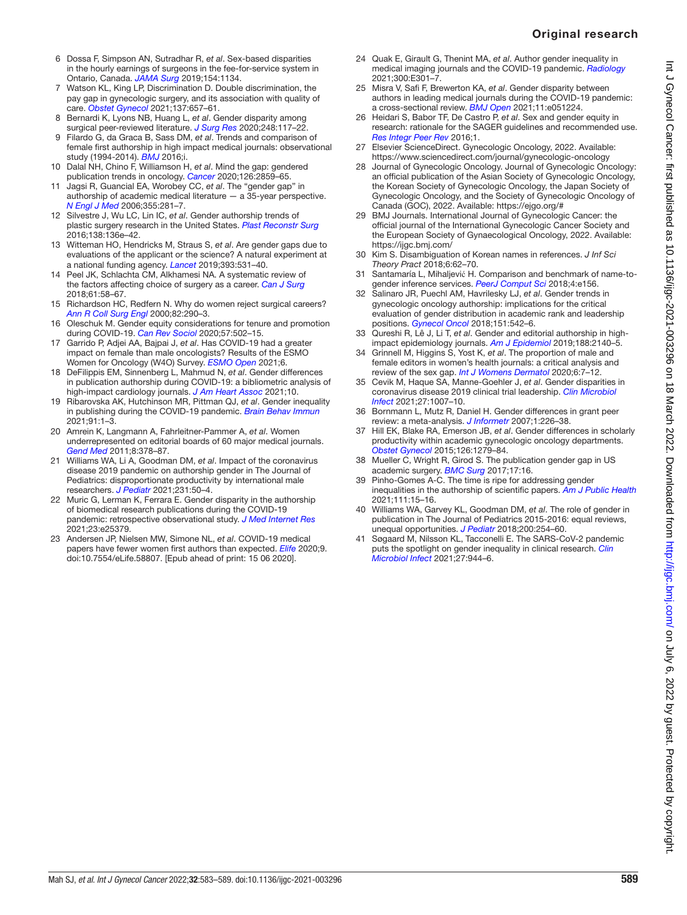6 Dossa F, Simpson AN, Sutradhar R, *et al*. Sex-based disparities in the hourly earnings of surgeons in the fee-for-service system in Ontario, Canada. *JAMA Surg* 2019;154:1134.
7 Watson KL, King LP, Discrimination D. Double discrimination, the pay gap in gynecologic surgery, and its association with quality of care. *Obstet Gynecol* 2021;137:657–61.
8 Bernardi K, Lyons NB, Huang L, *et al*. Gender disparity among surgical peer-reviewed literature. *J Surg Res* 2020;248:117–22.
9 Filardo G, da Graca B, Sass DM, *et al*. Trends and comparison of female first authorship in high impact medical journals: observational study (1994-2014). *BMJ* 2016;i.
10 Dalal NH, Chino F, Williamson H, *et al*. Mind the gap: gendered publication trends in oncology. *Cancer* 2020;126:2859–65.
11 Jagsi R, Guancial EA, Worobey CC, *et al*. The "gender gap" in authorship of academic medical literature — a 35-year perspective. *N Engl J Med* 2006;355:281–7.
12 Silvestre J, Wu LC, Lin IC, *et al*. Gender authorship trends of plastic surgery research in the United States. *Plast Reconstr Surg* 2016;138:136e–42.
13 Witteman HO, Hendricks M, Straus S, *et al*. Are gender gaps due to evaluations of the applicant or the science? A natural experiment at a national funding agency. *Lancet* 2019;393:531–40.
14 Peel JK, Schlachta CM, Alkhamesi NA. A systematic review of the factors affecting choice of surgery as a career. *Can J Surg* 2018;61:58–67.
15 Richardson HC, Redfern N. Why do women reject surgical careers? *Ann R Coll Surg Engl* 2000;82:290–3.
16 Oleschuk M. Gender equity considerations for tenure and promotion during COVID-19. *Can Rev Sociol* 2020;57:502–15.
17 Garrido P, Adjei AA, Bajpai J, *et al*. Has COVID-19 had a greater impact on female than male oncologists? Results of the ESMO Women for Oncology (W4O) Survey. *ESMO Open* 2021;6.
18 DeFilippis EM, Sinnenberg L, Mahmud N, *et al*. Gender differences in publication authorship during COVID-19: a bibliometric analysis of high-impact cardiology journals. *J Am Heart Assoc* 2021;10.
19 Ribarovska AK, Hutchinson MR, Pittman QJ, *et al*. Gender inequality in publishing during the COVID-19 pandemic. *Brain Behav Immun* 2021;91:1–3.
20 Amrein K, Langmann A, Fahrleitner-Pammer A, *et al*. Women underrepresented on editorial boards of 60 major medical journals. *Gend Med* 2011;8:378–87.
21 Williams WA, Li A, Goodman DM, *et al*. Impact of the coronavirus disease 2019 pandemic on authorship gender in The Journal of Pediatrics: disproportionate productivity by international male researchers. *J Pediatr* 2021;231:50–4.
22 Muric G, Lerman K, Ferrara E. Gender disparity in the authorship of biomedical research publications during the COVID-19 pandemic: retrospective observational study. *J Med Internet Res* 2021;23:e25379.
23 Andersen JP, Nielsen MW, Simone NL, *et al*. COVID-19 medical papers have fewer women first authors than expected. *Elife* 2020;9. doi:10.7554/eLife.58807. [Epub ahead of print: 15 06 2020].
24 Quak E, Girault G, Thenint MA, *et al*. Author gender inequality in medical imaging journals and the COVID-19 pandemic. *Radiology* 2021;300:E301–7.
25 Misra V, Safi F, Brewerton KA, *et al*. Gender disparity between authors in leading medical journals during the COVID-19 pandemic: a cross-sectional review. *BMJ Open* 2021;11:e051224.
26 Heidari S, Babor TF, De Castro P, *et al*. Sex and gender equity in research: rationale for the SAGER guidelines and recommended use. *Res Integr Peer Rev* 2016;1.
27 Elsevier ScienceDirect. Gynecologic Oncology, 2022. Available: https://www.sciencedirect.com/journal/gynecologic-oncology
28 Journal of Gynecologic Oncology. Journal of Gynecologic Oncology: an official publication of the Asian Society of Gynecologic Oncology, the Korean Society of Gynecologic Oncology, the Japan Society of Gynecologic Oncology, and the Society of Gynecologic Oncology of Canada (GOC), 2022. Available: https://ejgo.org/#
29 BMJ Journals. International Journal of Gynecologic Cancer: the official journal of the International Gynecologic Cancer Society and the European Society of Gynaecological Oncology, 2022. Available: https://ijgc.bmj.com/
30 Kim S. Disambiguation of Korean names in references. *J Inf Sci Theory Pract* 2018;6:62–70.
31 Santamaría L, Mihaljević H. Comparison and benchmark of name-to-gender inference services. *PeerJ Comput Sci* 2018;4:e156.
32 Salinaro JR, Puechl AM, Havrilesky LJ, *et al*. Gender trends in gynecologic oncology authorship: implications for the critical evaluation of gender distribution in academic rank and leadership positions. *Gynecol Oncol* 2018;151:542–6.
33 Qureshi R, Lê J, Li T, *et al*. Gender and editorial authorship in high-impact epidemiology journals. *Am J Epidemiol* 2019;188:2140–5.
34 Grinnell M, Higgins S, Yost K, *et al*. The proportion of male and female editors in women's health journals: a critical analysis and review of the sex gap. *Int J Womens Dermatol* 2020;6:7–12.
35 Cevik M, Haque SA, Manne-Goehler J, *et al*. Gender disparities in coronavirus disease 2019 clinical trial leadership. *Clin Microbiol Infect* 2021;27:1007–10.
36 Bornmann L, Mutz R, Daniel H. Gender differences in grant peer review: a meta-analysis. *J Informetr* 2007;1:226–38.
37 Hill EK, Blake RA, Emerson JB, *et al*. Gender differences in scholarly productivity within academic gynecologic oncology departments. *Obstet Gynecol* 2015;126:1279–84.
38 Mueller C, Wright R, Girod S. The publication gender gap in US academic surgery. *BMC Surg* 2017;17:16.
39 Pinho-Gomes A-C. The time is ripe for addressing gender inequalities in the authorship of scientific papers. *Am J Public Health* 2021;111:15–16.
40 Williams WA, Garvey KL, Goodman DM, *et al*. The role of gender in publication in The Journal of Pediatrics 2015-2016: equal reviews, unequal opportunities. *J Pediatr* 2018;200:254–60.
41 Søgaard M, Nilsson KL, Tacconelli E. The SARS-CoV-2 pandemic puts the spotlight on gender inequality in clinical research. *Clin Microbiol Infect* 2021;27:944–6.